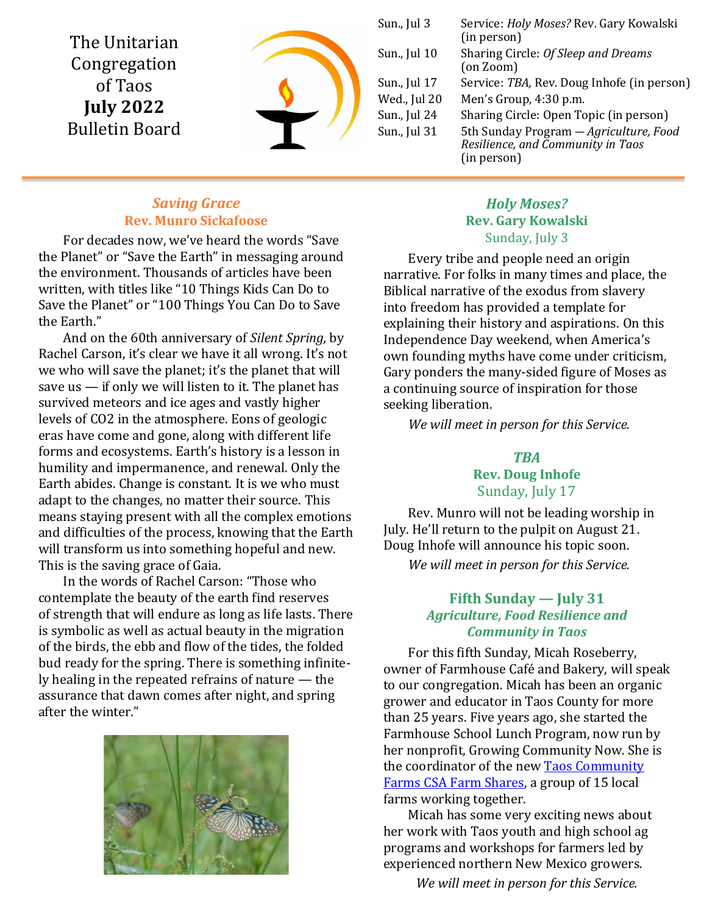# The Unitarian Congregation of Taos **July 2022** Bulletin Board

| | |
|---|---|
| Sun., Jul 3 | Service: *Holy Moses?* Rev. Gary Kowalski (in person) |
| Sun., Jul 10 | Sharing Circle: *Of Sleep and Dreams* (on Zoom) |
| Sun., Jul 17 | Service: *TBA,* Rev. Doug Inhofe (in person) |
| Wed., Jul 20 | Men's Group, 4:30 p.m. |
| Sun., Jul 24 | Sharing Circle: Open Topic (in person) |
| Sun., Jul 31 | 5th Sunday Program — *Agriculture, Food Resilience, and Community in Taos* (in person) |

## *Saving Grace*
### Rev. Munro Sickafoose

For decades now, we've heard the words "Save the Planet" or "Save the Earth" in messaging around the environment. Thousands of articles have been written, with titles like "10 Things Kids Can Do to Save the Planet" or "100 Things You Can Do to Save the Earth."

And on the 60th anniversary of *Silent Spring,* by Rachel Carson, it's clear we have it all wrong. It's not we who will save the planet; it's the planet that will save us — if only we will listen to it. The planet has survived meteors and ice ages and vastly higher levels of $CO_2$ in the atmosphere. Eons of geologic eras have come and gone, along with different life forms and ecosystems. Earth's history is a lesson in humility and impermanence, and renewal. Only the Earth abides. Change is constant. It is we who must adapt to the changes, no matter their source. This means staying present with all the complex emotions and difficulties of the process, knowing that the Earth will transform us into something hopeful and new. This is the saving grace of Gaia.

In the words of Rachel Carson: "Those who contemplate the beauty of the earth find reserves of strength that will endure as long as life lasts. There is symbolic as well as actual beauty in the migration of the birds, the ebb and flow of the tides, the folded bud ready for the spring. There is something infinitely healing in the repeated refrains of nature — the assurance that dawn comes after night, and spring after the winter."

## *Holy Moses?*
### Rev. Gary Kowalski
Sunday, July 3

Every tribe and people need an origin narrative. For folks in many times and place, the Biblical narrative of the exodus from slavery into freedom has provided a template for explaining their history and aspirations. On this Independence Day weekend, when America's own founding myths have come under criticism, Gary ponders the many-sided figure of Moses as a continuing source of inspiration for those seeking liberation.

*We will meet in person for this Service.*

## *TBA*
### Rev. Doug Inhofe
Sunday, July 17

Rev. Munro will not be leading worship in July. He'll return to the pulpit on August 21. Doug Inhofe will announce his topic soon.

*We will meet in person for this Service.*

## Fifth Sunday — July 31
### *Agriculture, Food Resilience and Community in Taos*

For this fifth Sunday, Micah Roseberry, owner of Farmhouse Café and Bakery, will speak to our congregation. Micah has been an organic grower and educator in Taos County for more than 25 years. Five years ago, she started the Farmhouse School Lunch Program, now run by her nonprofit, Growing Community Now. She is the coordinator of the new Taos Community Farms CSA Farm Shares, a group of 15 local farms working together.

Micah has some very exciting news about her work with Taos youth and high school ag programs and workshops for farmers led by experienced northern New Mexico growers.

*We will meet in person for this Service.*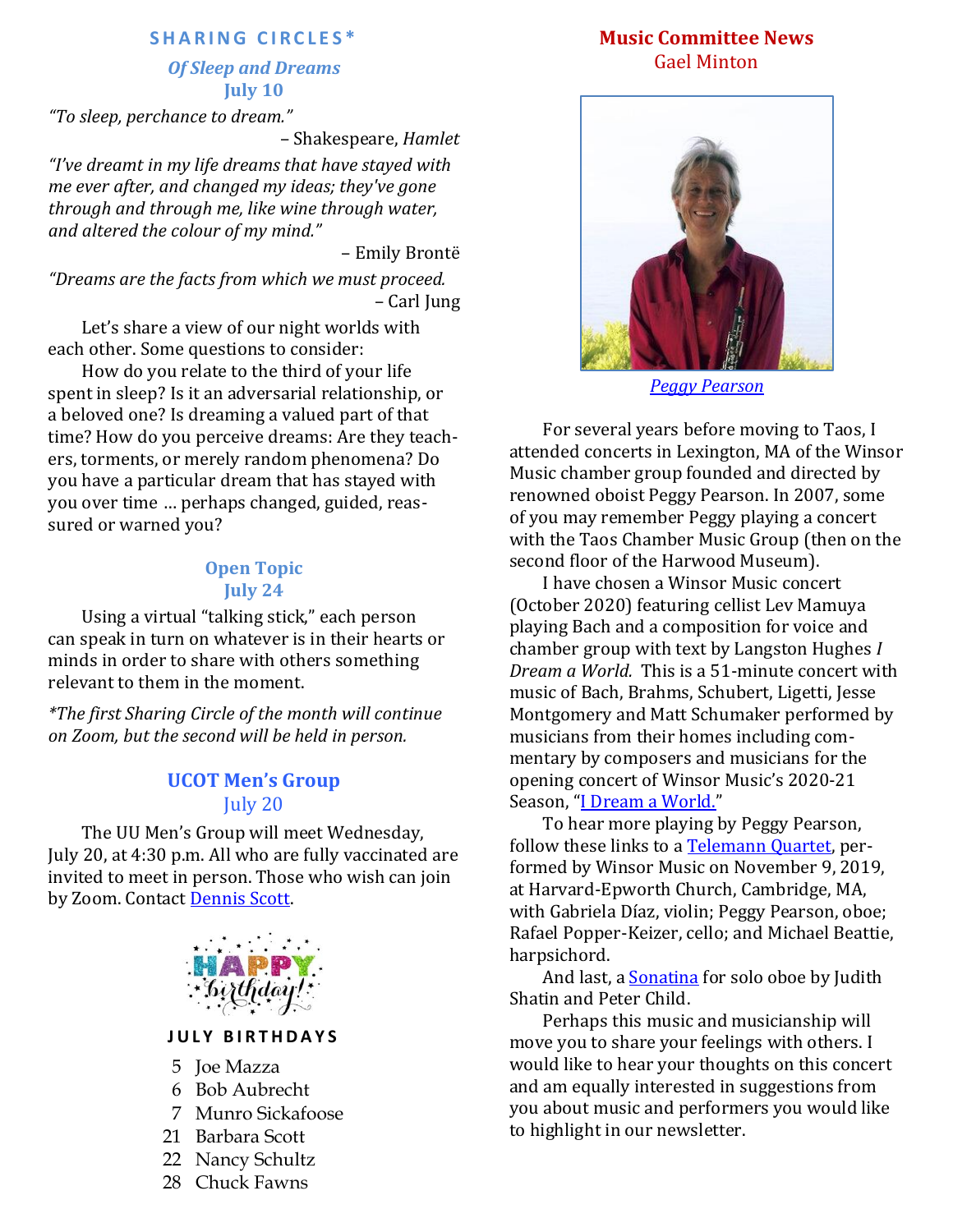## SHARING CIRCLES*

### *Of Sleep and Dreams*
### July 10

*"To sleep, perchance to dream."*

– Shakespeare, *Hamlet*

*"I've dreamt in my life dreams that have stayed with me ever after, and changed my ideas; they've gone through and through me, like wine through water, and altered the colour of my mind."*

– Emily Brontë

*"Dreams are the facts from which we must proceed.*

– Carl Jung

Let's share a view of our night worlds with each other. Some questions to consider:

How do you relate to the third of your life spent in sleep? Is it an adversarial relationship, or a beloved one? Is dreaming a valued part of that time? How do you perceive dreams: Are they teachers, torments, or merely random phenomena? Do you have a particular dream that has stayed with you over time … perhaps changed, guided, reassured or warned you?

### Open Topic
### July 24

Using a virtual "talking stick," each person can speak in turn on whatever is in their hearts or minds in order to share with others something relevant to them in the moment.

*\*The first Sharing Circle of the month will continue on Zoom, but the second will be held in person.*

## UCOT Men's Group
### July 20

The UU Men's Group will meet Wednesday, July 20, at 4:30 p.m. All who are fully vaccinated are invited to meet in person. Those who wish can join by Zoom. Contact Dennis Scott.

## JULY BIRTHDAYS

5 Joe Mazza
6 Bob Aubrecht
7 Munro Sickafoose
21 Barbara Scott
22 Nancy Schultz
28 Chuck Fawns

## Music Committee News
Gael Minton

*Peggy Pearson*

For several years before moving to Taos, I attended concerts in Lexington, MA of the Winsor Music chamber group founded and directed by renowned oboist Peggy Pearson. In 2007, some of you may remember Peggy playing a concert with the Taos Chamber Music Group (then on the second floor of the Harwood Museum).

I have chosen a Winsor Music concert (October 2020) featuring cellist Lev Mamuya playing Bach and a composition for voice and chamber group with text by Langston Hughes *I Dream a World.* This is a 51-minute concert with music of Bach, Brahms, Schubert, Ligetti, Jesse Montgomery and Matt Schumaker performed by musicians from their homes including commentary by composers and musicians for the opening concert of Winsor Music's 2020-21 Season, "I Dream a World."

To hear more playing by Peggy Pearson, follow these links to a Telemann Quartet, performed by Winsor Music on November 9, 2019, at Harvard-Epworth Church, Cambridge, MA, with Gabriela Díaz, violin; Peggy Pearson, oboe; Rafael Popper-Keizer, cello; and Michael Beattie, harpsichord.

And last, a Sonatina for solo oboe by Judith Shatin and Peter Child.

Perhaps this music and musicianship will move you to share your feelings with others. I would like to hear your thoughts on this concert and am equally interested in suggestions from you about music and performers you would like to highlight in our newsletter.